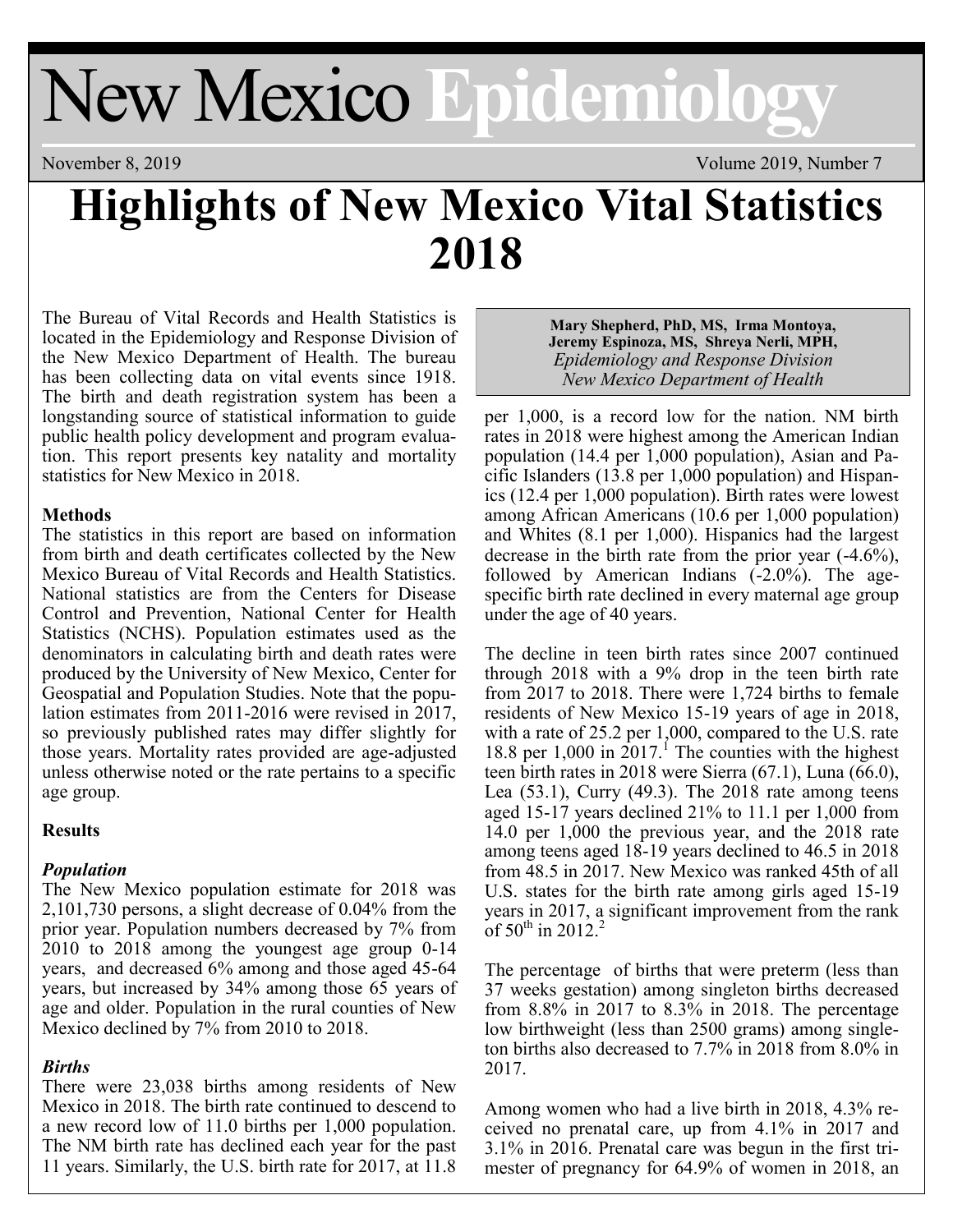# New Mexico Epidemiology

November 8, 2019 — Volume 2019, Number 7

# Highlights of New Mexico Vital Statistics 2018

**Mary Shepherd, PhD, MS, Irma Montoya, Jeremy Espinoza, MS, Shreya Nerli, MPH,**
*Epidemiology and Response Division*
*New Mexico Department of Health*

The Bureau of Vital Records and Health Statistics is located in the Epidemiology and Response Division of the New Mexico Department of Health. The bureau has been collecting data on vital events since 1918. The birth and death registration system has been a longstanding source of statistical information to guide public health policy development and program evaluation. This report presents key natality and mortality statistics for New Mexico in 2018.

**Methods**

The statistics in this report are based on information from birth and death certificates collected by the New Mexico Bureau of Vital Records and Health Statistics. National statistics are from the Centers for Disease Control and Prevention, National Center for Health Statistics (NCHS). Population estimates used as the denominators in calculating birth and death rates were produced by the University of New Mexico, Center for Geospatial and Population Studies. Note that the population estimates from 2011-2016 were revised in 2017, so previously published rates may differ slightly for those years. Mortality rates provided are age-adjusted unless otherwise noted or the rate pertains to a specific age group.

**Results**

***Population***

The New Mexico population estimate for 2018 was 2,101,730 persons, a slight decrease of 0.04% from the prior year. Population numbers decreased by 7% from 2010 to 2018 among the youngest age group 0-14 years, and decreased 6% among and those aged 45-64 years, but increased by 34% among those 65 years of age and older. Population in the rural counties of New Mexico declined by 7% from 2010 to 2018.

***Births***

There were 23,038 births among residents of New Mexico in 2018. The birth rate continued to descend to a new record low of 11.0 births per 1,000 population. The NM birth rate has declined each year for the past 11 years. Similarly, the U.S. birth rate for 2017, at 11.8 per 1,000, is a record low for the nation. NM birth rates in 2018 were highest among the American Indian population (14.4 per 1,000 population), Asian and Pacific Islanders (13.8 per 1,000 population) and Hispanics (12.4 per 1,000 population). Birth rates were lowest among African Americans (10.6 per 1,000 population) and Whites (8.1 per 1,000). Hispanics had the largest decrease in the birth rate from the prior year (-4.6%), followed by American Indians (-2.0%). The age-specific birth rate declined in every maternal age group under the age of 40 years.

The decline in teen birth rates since 2007 continued through 2018 with a 9% drop in the teen birth rate from 2017 to 2018. There were 1,724 births to female residents of New Mexico 15-19 years of age in 2018, with a rate of 25.2 per 1,000, compared to the U.S. rate 18.8 per 1,000 in 2017.[1] The counties with the highest teen birth rates in 2018 were Sierra (67.1), Luna (66.0), Lea (53.1), Curry (49.3). The 2018 rate among teens aged 15-17 years declined 21% to 11.1 per 1,000 from 14.0 per 1,000 the previous year, and the 2018 rate among teens aged 18-19 years declined to 46.5 in 2018 from 48.5 in 2017. New Mexico was ranked 45th of all U.S. states for the birth rate among girls aged 15-19 years in 2017, a significant improvement from the rank of 50th in 2012.[2]

The percentage of births that were preterm (less than 37 weeks gestation) among singleton births decreased from 8.8% in 2017 to 8.3% in 2018. The percentage low birthweight (less than 2500 grams) among singleton births also decreased to 7.7% in 2018 from 8.0% in 2017.

Among women who had a live birth in 2018, 4.3% received no prenatal care, up from 4.1% in 2017 and 3.1% in 2016. Prenatal care was begun in the first trimester of pregnancy for 64.9% of women in 2018, an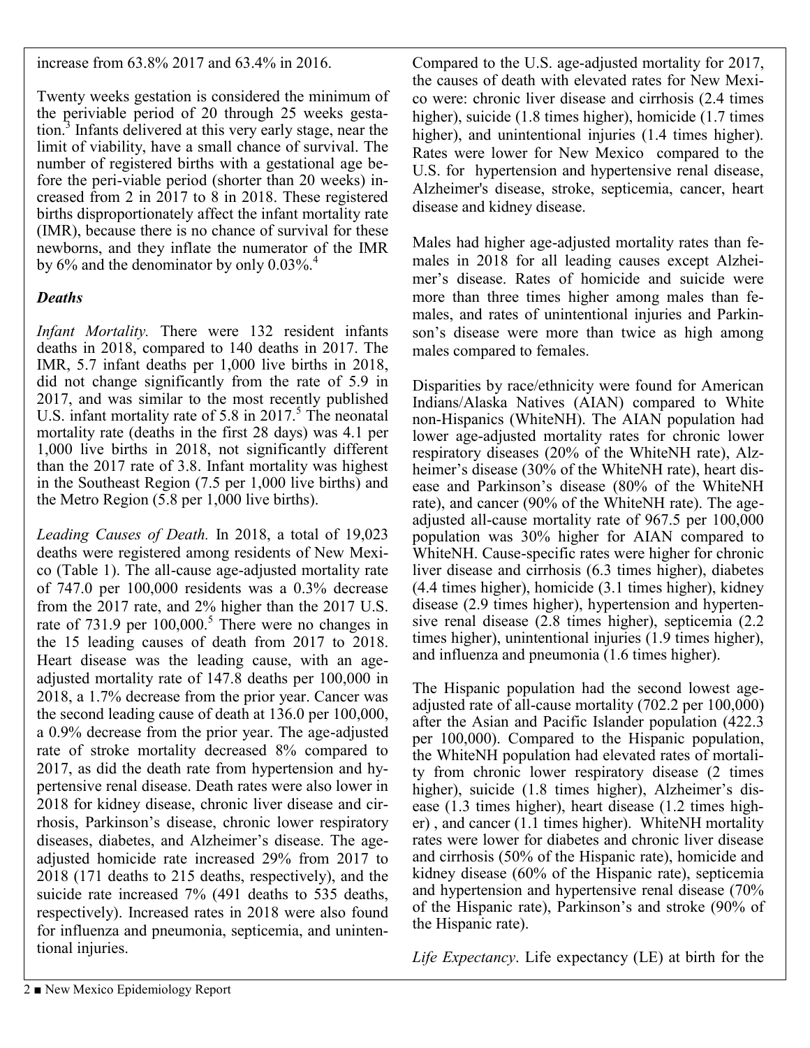increase from 63.8% 2017 and 63.4% in 2016.

Twenty weeks gestation is considered the minimum of the periviable period of 20 through 25 weeks gestation.[3] Infants delivered at this very early stage, near the limit of viability, have a small chance of survival. The number of registered births with a gestational age before the peri-viable period (shorter than 20 weeks) increased from 2 in 2017 to 8 in 2018. These registered births disproportionately affect the infant mortality rate (IMR), because there is no chance of survival for these newborns, and they inflate the numerator of the IMR by 6% and the denominator by only 0.03%.[4]

### *Deaths*

*Infant Mortality.* There were 132 resident infants deaths in 2018, compared to 140 deaths in 2017. The IMR, 5.7 infant deaths per 1,000 live births in 2018, did not change significantly from the rate of 5.9 in 2017, and was similar to the most recently published U.S. infant mortality rate of 5.8 in 2017.[5] The neonatal mortality rate (deaths in the first 28 days) was 4.1 per 1,000 live births in 2018, not significantly different than the 2017 rate of 3.8. Infant mortality was highest in the Southeast Region (7.5 per 1,000 live births) and the Metro Region (5.8 per 1,000 live births).

*Leading Causes of Death.* In 2018, a total of 19,023 deaths were registered among residents of New Mexico (Table 1). The all-cause age-adjusted mortality rate of 747.0 per 100,000 residents was a 0.3% decrease from the 2017 rate, and 2% higher than the 2017 U.S. rate of 731.9 per 100,000.[5] There were no changes in the 15 leading causes of death from 2017 to 2018. Heart disease was the leading cause, with an age-adjusted mortality rate of 147.8 deaths per 100,000 in 2018, a 1.7% decrease from the prior year. Cancer was the second leading cause of death at 136.0 per 100,000, a 0.9% decrease from the prior year. The age-adjusted rate of stroke mortality decreased 8% compared to 2017, as did the death rate from hypertension and hypertensive renal disease. Death rates were also lower in 2018 for kidney disease, chronic liver disease and cirrhosis, Parkinson's disease, chronic lower respiratory diseases, diabetes, and Alzheimer's disease. The age-adjusted homicide rate increased 29% from 2017 to 2018 (171 deaths to 215 deaths, respectively), and the suicide rate increased 7% (491 deaths to 535 deaths, respectively). Increased rates in 2018 were also found for influenza and pneumonia, septicemia, and unintentional injuries.

Compared to the U.S. age-adjusted mortality for 2017, the causes of death with elevated rates for New Mexico were: chronic liver disease and cirrhosis (2.4 times higher), suicide (1.8 times higher), homicide (1.7 times higher), and unintentional injuries (1.4 times higher). Rates were lower for New Mexico compared to the U.S. for hypertension and hypertensive renal disease, Alzheimer's disease, stroke, septicemia, cancer, heart disease and kidney disease.

Males had higher age-adjusted mortality rates than females in 2018 for all leading causes except Alzheimer's disease. Rates of homicide and suicide were more than three times higher among males than females, and rates of unintentional injuries and Parkinson's disease were more than twice as high among males compared to females.

Disparities by race/ethnicity were found for American Indians/Alaska Natives (AIAN) compared to White non-Hispanics (WhiteNH). The AIAN population had lower age-adjusted mortality rates for chronic lower respiratory diseases (20% of the WhiteNH rate), Alzheimer's disease (30% of the WhiteNH rate), heart disease and Parkinson's disease (80% of the WhiteNH rate), and cancer (90% of the WhiteNH rate). The age-adjusted all-cause mortality rate of 967.5 per 100,000 population was 30% higher for AIAN compared to WhiteNH. Cause-specific rates were higher for chronic liver disease and cirrhosis (6.3 times higher), diabetes (4.4 times higher), homicide (3.1 times higher), kidney disease (2.9 times higher), hypertension and hypertensive renal disease (2.8 times higher), septicemia (2.2 times higher), unintentional injuries (1.9 times higher), and influenza and pneumonia (1.6 times higher).

The Hispanic population had the second lowest age-adjusted rate of all-cause mortality (702.2 per 100,000) after the Asian and Pacific Islander population (422.3 per 100,000). Compared to the Hispanic population, the WhiteNH population had elevated rates of mortality from chronic lower respiratory disease (2 times higher), suicide (1.8 times higher), Alzheimer's disease (1.3 times higher), heart disease (1.2 times higher) , and cancer (1.1 times higher). WhiteNH mortality rates were lower for diabetes and chronic liver disease and cirrhosis (50% of the Hispanic rate), homicide and kidney disease (60% of the Hispanic rate), septicemia and hypertension and hypertensive renal disease (70% of the Hispanic rate), Parkinson's and stroke (90% of the Hispanic rate).

*Life Expectancy*. Life expectancy (LE) at birth for the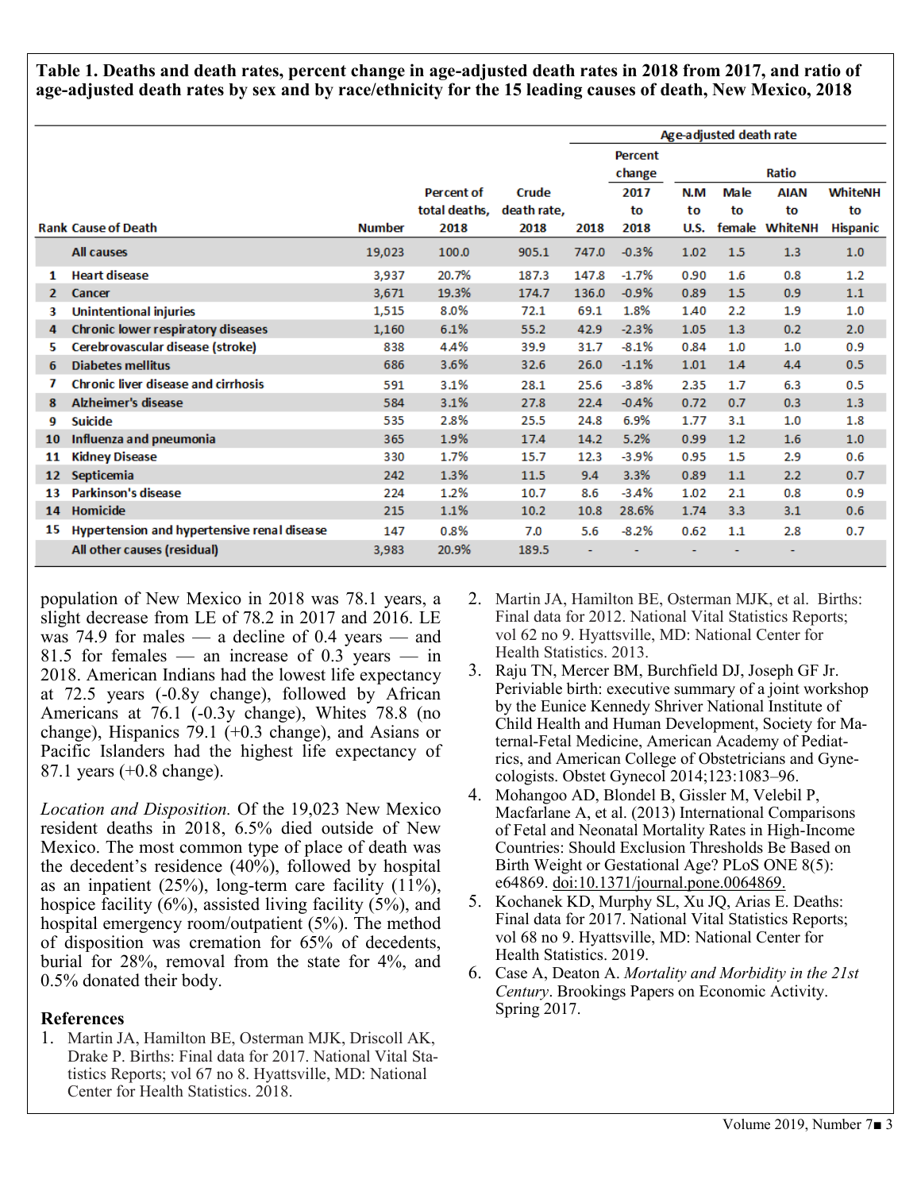**Table 1. Deaths and death rates, percent change in age-adjusted death rates in 2018 from 2017, and ratio of age-adjusted death rates by sex and by race/ethnicity for the 15 leading causes of death, New Mexico, 2018**

| | | | | | Age-adjusted death rate | | | | | |
|---|---|---|---|---|---|---|---|---|---|---|
| | | | | | | Percent change | Ratio | | | |
| Rank | Cause of Death | Number | Percent of total deaths, 2018 | Crude death rate, 2018 | 2018 | 2017 to 2018 | N.M to U.S. | Male to female | AIAN to WhiteNH | WhiteNH to Hispanic |
| | All causes | 19,023 | 100.0 | 905.1 | 747.0 | -0.3% | 1.02 | 1.5 | 1.3 | 1.0 |
| 1 | Heart disease | 3,937 | 20.7% | 187.3 | 147.8 | -1.7% | 0.90 | 1.6 | 0.8 | 1.2 |
| 2 | Cancer | 3,671 | 19.3% | 174.7 | 136.0 | -0.9% | 0.89 | 1.5 | 0.9 | 1.1 |
| 3 | Unintentional injuries | 1,515 | 8.0% | 72.1 | 69.1 | 1.8% | 1.40 | 2.2 | 1.9 | 1.0 |
| 4 | Chronic lower respiratory diseases | 1,160 | 6.1% | 55.2 | 42.9 | -2.3% | 1.05 | 1.3 | 0.2 | 2.0 |
| 5 | Cerebrovascular disease (stroke) | 838 | 4.4% | 39.9 | 31.7 | -8.1% | 0.84 | 1.0 | 1.0 | 0.9 |
| 6 | Diabetes mellitus | 686 | 3.6% | 32.6 | 26.0 | -1.1% | 1.01 | 1.4 | 4.4 | 0.5 |
| 7 | Chronic liver disease and cirrhosis | 591 | 3.1% | 28.1 | 25.6 | -3.8% | 2.35 | 1.7 | 6.3 | 0.5 |
| 8 | Alzheimer's disease | 584 | 3.1% | 27.8 | 22.4 | -0.4% | 0.72 | 0.7 | 0.3 | 1.3 |
| 9 | Suicide | 535 | 2.8% | 25.5 | 24.8 | 6.9% | 1.77 | 3.1 | 1.0 | 1.8 |
| 10 | Influenza and pneumonia | 365 | 1.9% | 17.4 | 14.2 | 5.2% | 0.99 | 1.2 | 1.6 | 1.0 |
| 11 | Kidney Disease | 330 | 1.7% | 15.7 | 12.3 | -3.9% | 0.95 | 1.5 | 2.9 | 0.6 |
| 12 | Septicemia | 242 | 1.3% | 11.5 | 9.4 | 3.3% | 0.89 | 1.1 | 2.2 | 0.7 |
| 13 | Parkinson's disease | 224 | 1.2% | 10.7 | 8.6 | -3.4% | 1.02 | 2.1 | 0.8 | 0.9 |
| 14 | Homicide | 215 | 1.1% | 10.2 | 10.8 | 28.6% | 1.74 | 3.3 | 3.1 | 0.6 |
| 15 | Hypertension and hypertensive renal disease | 147 | 0.8% | 7.0 | 5.6 | -8.2% | 0.62 | 1.1 | 2.8 | 0.7 |
| | All other causes (residual) | 3,983 | 20.9% | 189.5 | - | - | - | - | - | |

population of New Mexico in 2018 was 78.1 years, a slight decrease from LE of 78.2 in 2017 and 2016. LE was 74.9 for males — a decline of 0.4 years — and 81.5 for females — an increase of 0.3 years — in 2018. American Indians had the lowest life expectancy at 72.5 years (-0.8y change), followed by African Americans at 76.1 (-0.3y change), Whites 78.8 (no change), Hispanics 79.1 (+0.3 change), and Asians or Pacific Islanders had the highest life expectancy of 87.1 years (+0.8 change).

*Location and Disposition.* Of the 19,023 New Mexico resident deaths in 2018, 6.5% died outside of New Mexico. The most common type of place of death was the decedent's residence (40%), followed by hospital as an inpatient (25%), long-term care facility (11%), hospice facility (6%), assisted living facility (5%), and hospital emergency room/outpatient (5%). The method of disposition was cremation for 65% of decedents, burial for 28%, removal from the state for 4%, and 0.5% donated their body.

## References

1. Martin JA, Hamilton BE, Osterman MJK, Driscoll AK, Drake P. Births: Final data for 2017. National Vital Statistics Reports; vol 67 no 8. Hyattsville, MD: National Center for Health Statistics. 2018.
2. Martin JA, Hamilton BE, Osterman MJK, et al. Births: Final data for 2012. National Vital Statistics Reports; vol 62 no 9. Hyattsville, MD: National Center for Health Statistics. 2013.
3. Raju TN, Mercer BM, Burchfield DJ, Joseph GF Jr. Periviable birth: executive summary of a joint workshop by the Eunice Kennedy Shriver National Institute of Child Health and Human Development, Society for Maternal-Fetal Medicine, American Academy of Pediatrics, and American College of Obstetricians and Gynecologists. Obstet Gynecol 2014;123:1083–96.
4. Mohangoo AD, Blondel B, Gissler M, Velebil P, Macfarlane A, et al. (2013) International Comparisons of Fetal and Neonatal Mortality Rates in High-Income Countries: Should Exclusion Thresholds Be Based on Birth Weight or Gestational Age? PLoS ONE 8(5): e64869. doi:10.1371/journal.pone.0064869.
5. Kochanek KD, Murphy SL, Xu JQ, Arias E. Deaths: Final data for 2017. National Vital Statistics Reports; vol 68 no 9. Hyattsville, MD: National Center for Health Statistics. 2019.
6. Case A, Deaton A. *Mortality and Morbidity in the 21st Century*. Brookings Papers on Economic Activity. Spring 2017.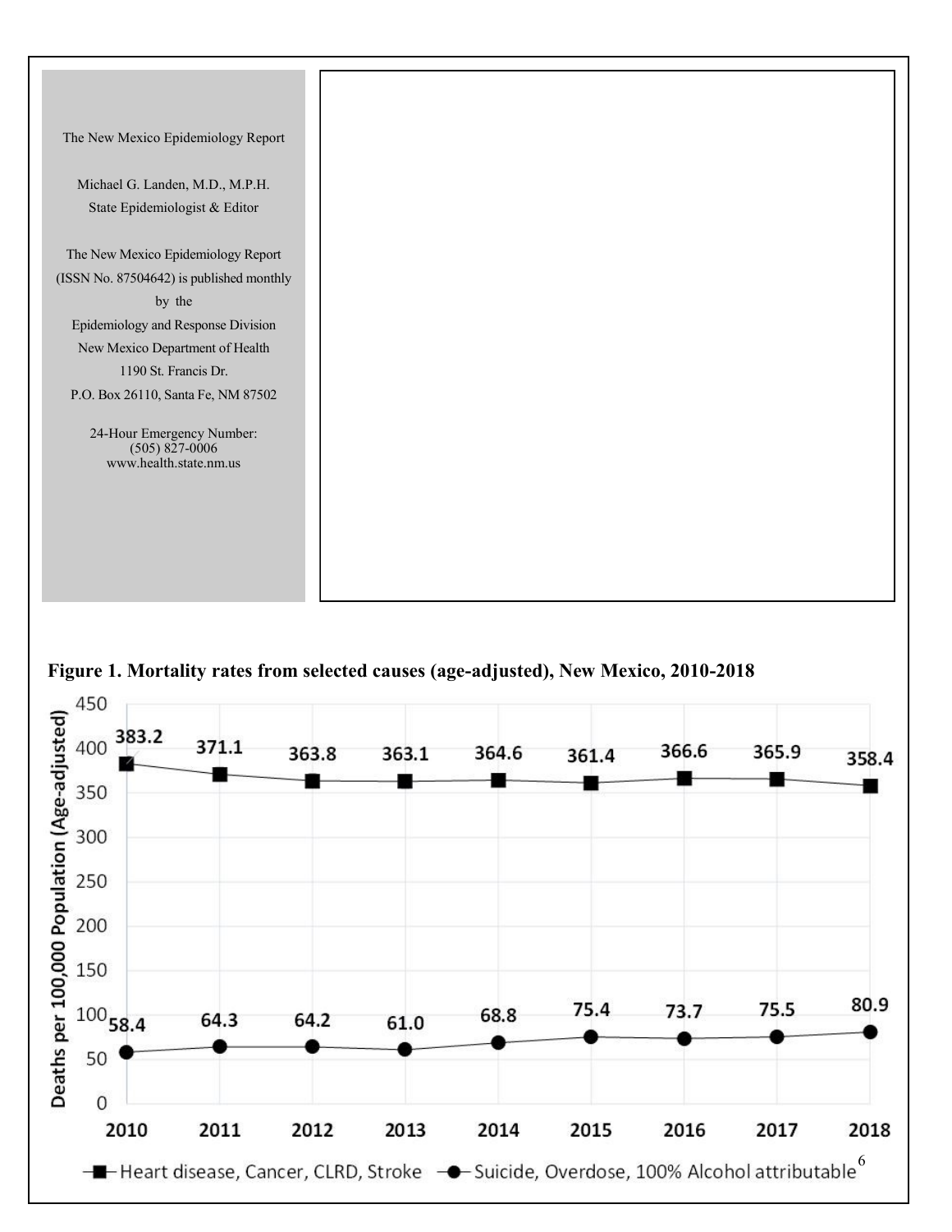The New Mexico Epidemiology Report

Michael G. Landen, M.D., M.P.H.
State Epidemiologist & Editor

The New Mexico Epidemiology Report (ISSN No. 87504642) is published monthly by the
Epidemiology and Response Division
New Mexico Department of Health
1190 St. Francis Dr.
P.O. Box 26110, Santa Fe, NM 87502

24-Hour Emergency Number:
(505) 827-0006
www.health.state.nm.us

**Figure 1. Mortality rates from selected causes (age-adjusted), New Mexico, 2010-2018**

Deaths per 100,000 Population (Age-adjusted)

0
50
100
150
200
250
300
350
400
450

2010
2011
2012
2013
2014
2015
2016
2017
2018

383.2
371.1
363.8
363.1
364.6
361.4
366.6
365.9
358.4

58.4
64.3
64.2
61.0
68.8
75.4
73.7
75.5
80.9

Heart disease, Cancer, CLRD, Stroke
Suicide, Overdose, 100% Alcohol attributable